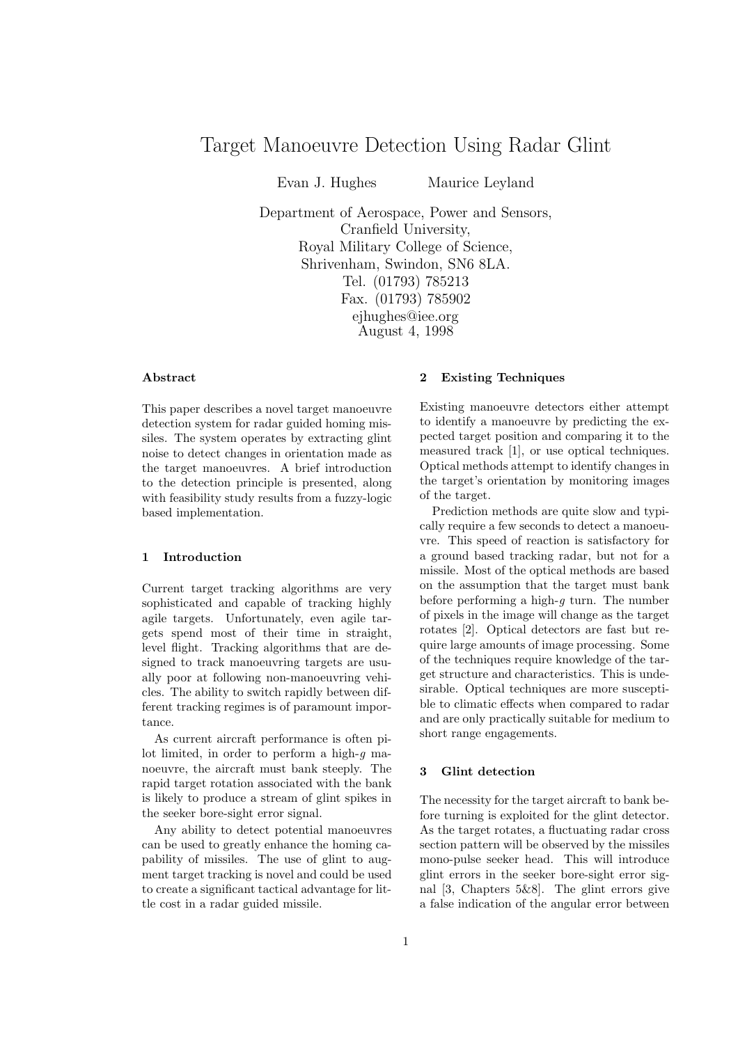# Target Manoeuvre Detection Using Radar Glint

Evan J. Hughes    Maurice Leyland

Department of Aerospace, Power and Sensors,
Cranfield University,
Royal Military College of Science,
Shrivenham, Swindon, SN6 8LA.
Tel. (01793) 785213
Fax. (01793) 785902
ejhughes@iee.org
August 4, 1998

### Abstract

This paper describes a novel target manoeuvre detection system for radar guided homing missiles. The system operates by extracting glint noise to detect changes in orientation made as the target manoeuvres. A brief introduction to the detection principle is presented, along with feasibility study results from a fuzzy-logic based implementation.

## 1 Introduction

Current target tracking algorithms are very sophisticated and capable of tracking highly agile targets. Unfortunately, even agile targets spend most of their time in straight, level flight. Tracking algorithms that are designed to track manoeuvring targets are usually poor at following non-manoeuvring vehicles. The ability to switch rapidly between different tracking regimes is of paramount importance.

As current aircraft performance is often pilot limited, in order to perform a high-$g$ manoeuvre, the aircraft must bank steeply. The rapid target rotation associated with the bank is likely to produce a stream of glint spikes in the seeker bore-sight error signal.

Any ability to detect potential manoeuvres can be used to greatly enhance the homing capability of missiles. The use of glint to augment target tracking is novel and could be used to create a significant tactical advantage for little cost in a radar guided missile.

## 2 Existing Techniques

Existing manoeuvre detectors either attempt to identify a manoeuvre by predicting the expected target position and comparing it to the measured track [1], or use optical techniques. Optical methods attempt to identify changes in the target's orientation by monitoring images of the target.

Prediction methods are quite slow and typically require a few seconds to detect a manoeuvre. This speed of reaction is satisfactory for a ground based tracking radar, but not for a missile. Most of the optical methods are based on the assumption that the target must bank before performing a high-$g$ turn. The number of pixels in the image will change as the target rotates [2]. Optical detectors are fast but require large amounts of image processing. Some of the techniques require knowledge of the target structure and characteristics. This is undesirable. Optical techniques are more susceptible to climatic effects when compared to radar and are only practically suitable for medium to short range engagements.

## 3 Glint detection

The necessity for the target aircraft to bank before turning is exploited for the glint detector. As the target rotates, a fluctuating radar cross section pattern will be observed by the missiles mono-pulse seeker head. This will introduce glint errors in the seeker bore-sight error signal [3, Chapters 5&8]. The glint errors give a false indication of the angular error between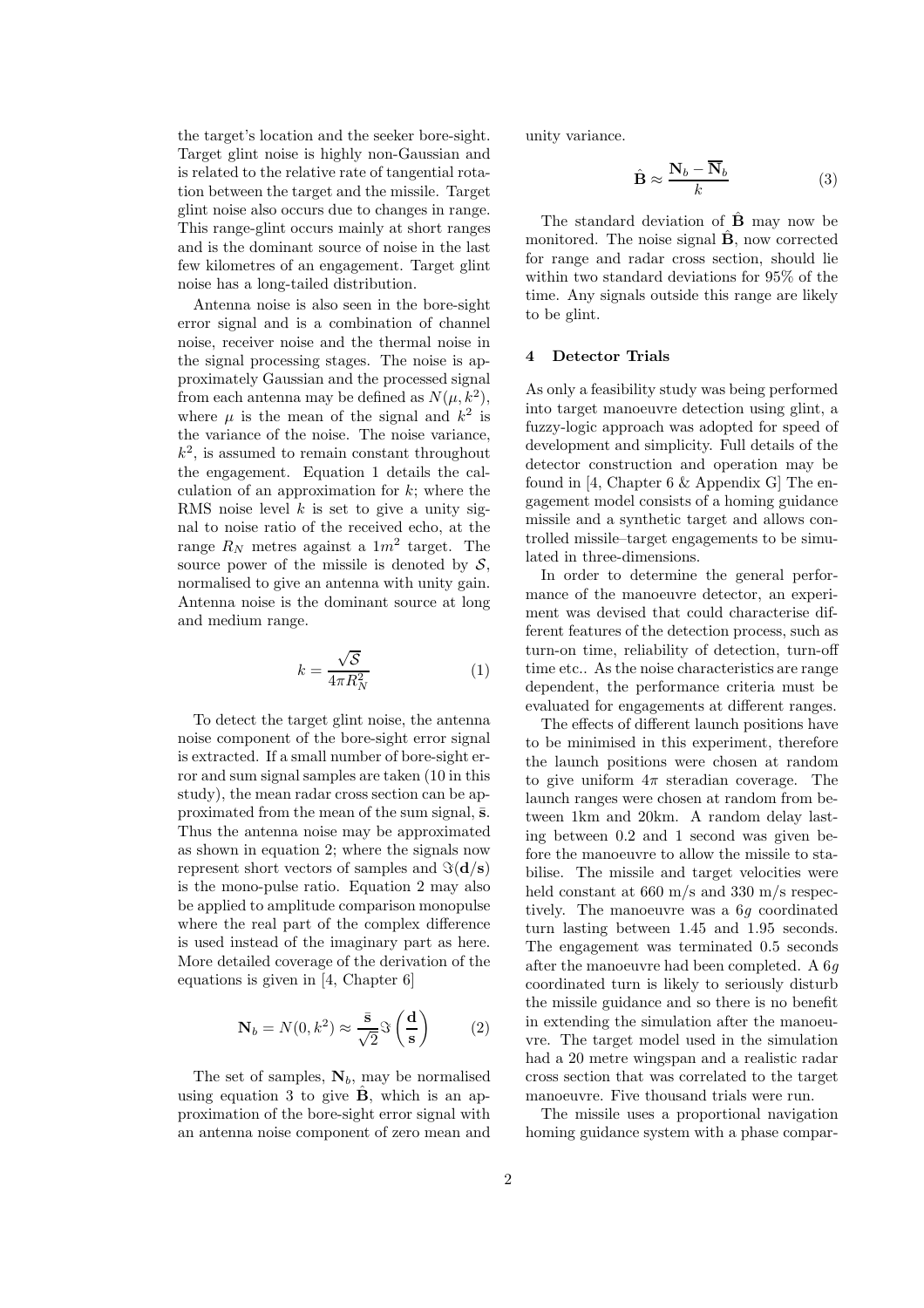the target's location and the seeker bore-sight. Target glint noise is highly non-Gaussian and is related to the relative rate of tangential rotation between the target and the missile. Target glint noise also occurs due to changes in range. This range-glint occurs mainly at short ranges and is the dominant source of noise in the last few kilometres of an engagement. Target glint noise has a long-tailed distribution.

Antenna noise is also seen in the bore-sight error signal and is a combination of channel noise, receiver noise and the thermal noise in the signal processing stages. The noise is approximately Gaussian and the processed signal from each antenna may be defined as $N(\mu, k^2)$, where $\mu$ is the mean of the signal and $k^2$ is the variance of the noise. The noise variance, $k^2$, is assumed to remain constant throughout the engagement. Equation 1 details the calculation of an approximation for $k$; where the RMS noise level $k$ is set to give a unity signal to noise ratio of the received echo, at the range $R_N$ metres against a $1m^2$ target. The source power of the missile is denoted by $\mathcal{S}$, normalised to give an antenna with unity gain. Antenna noise is the dominant source at long and medium range.

$$k = \frac{\sqrt{\mathcal{S}}}{4\pi R_N^2} \tag{1}$$

To detect the target glint noise, the antenna noise component of the bore-sight error signal is extracted. If a small number of bore-sight error and sum signal samples are taken (10 in this study), the mean radar cross section can be approximated from the mean of the sum signal, $\bar{\mathbf{s}}$. Thus the antenna noise may be approximated as shown in equation 2; where the signals now represent short vectors of samples and $\Im(\mathbf{d}/\mathbf{s})$ is the mono-pulse ratio. Equation 2 may also be applied to amplitude comparison monopulse where the real part of the complex difference is used instead of the imaginary part as here. More detailed coverage of the derivation of the equations is given in [4, Chapter 6]

$$\mathbf{N}_b = N(0, k^2) \approx \frac{\bar{\mathbf{s}}}{\sqrt{2}} \Im\left(\frac{\mathbf{d}}{\mathbf{s}}\right) \tag{2}$$

The set of samples, $\mathbf{N}_b$, may be normalised using equation 3 to give $\hat{\mathbf{B}}$, which is an approximation of the bore-sight error signal with an antenna noise component of zero mean and unity variance.

$$\hat{\mathbf{B}} \approx \frac{\mathbf{N}_b - \overline{\mathbf{N}}_b}{k} \tag{3}$$

The standard deviation of $\hat{\mathbf{B}}$ may now be monitored. The noise signal $\hat{\mathbf{B}}$, now corrected for range and radar cross section, should lie within two standard deviations for 95% of the time. Any signals outside this range are likely to be glint.

## 4 Detector Trials

As only a feasibility study was being performed into target manoeuvre detection using glint, a fuzzy-logic approach was adopted for speed of development and simplicity. Full details of the detector construction and operation may be found in [4, Chapter 6 & Appendix G] The engagement model consists of a homing guidance missile and a synthetic target and allows controlled missile–target engagements to be simulated in three-dimensions.

In order to determine the general performance of the manoeuvre detector, an experiment was devised that could characterise different features of the detection process, such as turn-on time, reliability of detection, turn-off time etc.. As the noise characteristics are range dependent, the performance criteria must be evaluated for engagements at different ranges.

The effects of different launch positions have to be minimised in this experiment, therefore the launch positions were chosen at random to give uniform $4\pi$ steradian coverage. The launch ranges were chosen at random from between 1km and 20km. A random delay lasting between 0.2 and 1 second was given before the manoeuvre to allow the missile to stabilise. The missile and target velocities were held constant at 660 m/s and 330 m/s respectively. The manoeuvre was a $6g$ coordinated turn lasting between 1.45 and 1.95 seconds. The engagement was terminated 0.5 seconds after the manoeuvre had been completed. A $6g$ coordinated turn is likely to seriously disturb the missile guidance and so there is no benefit in extending the simulation after the manoeuvre. The target model used in the simulation had a 20 metre wingspan and a realistic radar cross section that was correlated to the target manoeuvre. Five thousand trials were run.

The missile uses a proportional navigation homing guidance system with a phase compar-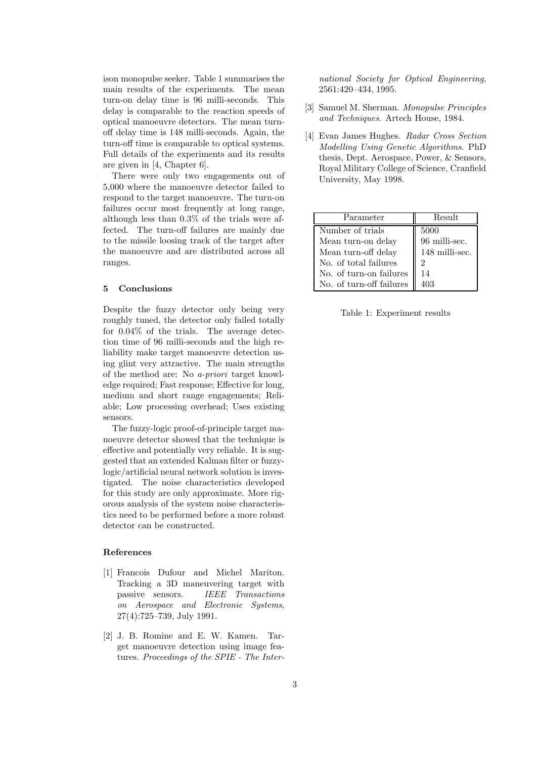ison monopulse seeker. Table 1 summarises the main results of the experiments. The mean turn-on delay time is 96 milli-seconds. This delay is comparable to the reaction speeds of optical manoeuvre detectors. The mean turn-off delay time is 148 milli-seconds. Again, the turn-off time is comparable to optical systems. Full details of the experiments and its results are given in [4, Chapter 6].

There were only two engagements out of 5,000 where the manoeuvre detector failed to respond to the target manoeuvre. The turn-on failures occur most frequently at long range, although less than 0.3% of the trials were affected. The turn-off failures are mainly due to the missile loosing track of the target after the manoeuvre and are distributed across all ranges.

## 5 Conclusions

Despite the fuzzy detector only being very roughly tuned, the detector only failed totally for 0.04% of the trials. The average detection time of 96 milli-seconds and the high reliability make target manoeuvre detection using glint very attractive. The main strengths of the method are: No *a-priori* target knowledge required; Fast response; Effective for long, medium and short range engagements; Reliable; Low processing overhead; Uses existing sensors.

The fuzzy-logic proof-of-principle target manoeuvre detector showed that the technique is effective and potentially very reliable. It is suggested that an extended Kalman filter or fuzzy-logic/artificial neural network solution is investigated. The noise characteristics developed for this study are only approximate. More rigorous analysis of the system noise characteristics need to be performed before a more robust detector can be constructed.

## References

[1] Francois Dufour and Michel Mariton. Tracking a 3D maneuvering target with passive sensors. *IEEE Transactions on Aerospace and Electronic Systems*, 27(4):725–739, July 1991.

[2] J. B. Romine and E. W. Kamen. Target manoeuvre detection using image features. *Proceedings of the SPIE - The International Society for Optical Engineering*, 2561:420–434, 1995.

[3] Samuel M. Sherman. *Monopulse Principles and Techniques*. Artech House, 1984.

[4] Evan James Hughes. *Radar Cross Section Modelling Using Genetic Algorithms*. PhD thesis, Dept. Aerospace, Power, & Sensors, Royal Military College of Science, Cranfield University, May 1998.

| Parameter | Result |
|---|---|
| Number of trials | 5000 |
| Mean turn-on delay | 96 milli-sec. |
| Mean turn-off delay | 148 milli-sec. |
| No. of total failures | 2 |
| No. of turn-on failures | 14 |
| No. of turn-off failures | 403 |

Table 1: Experiment results